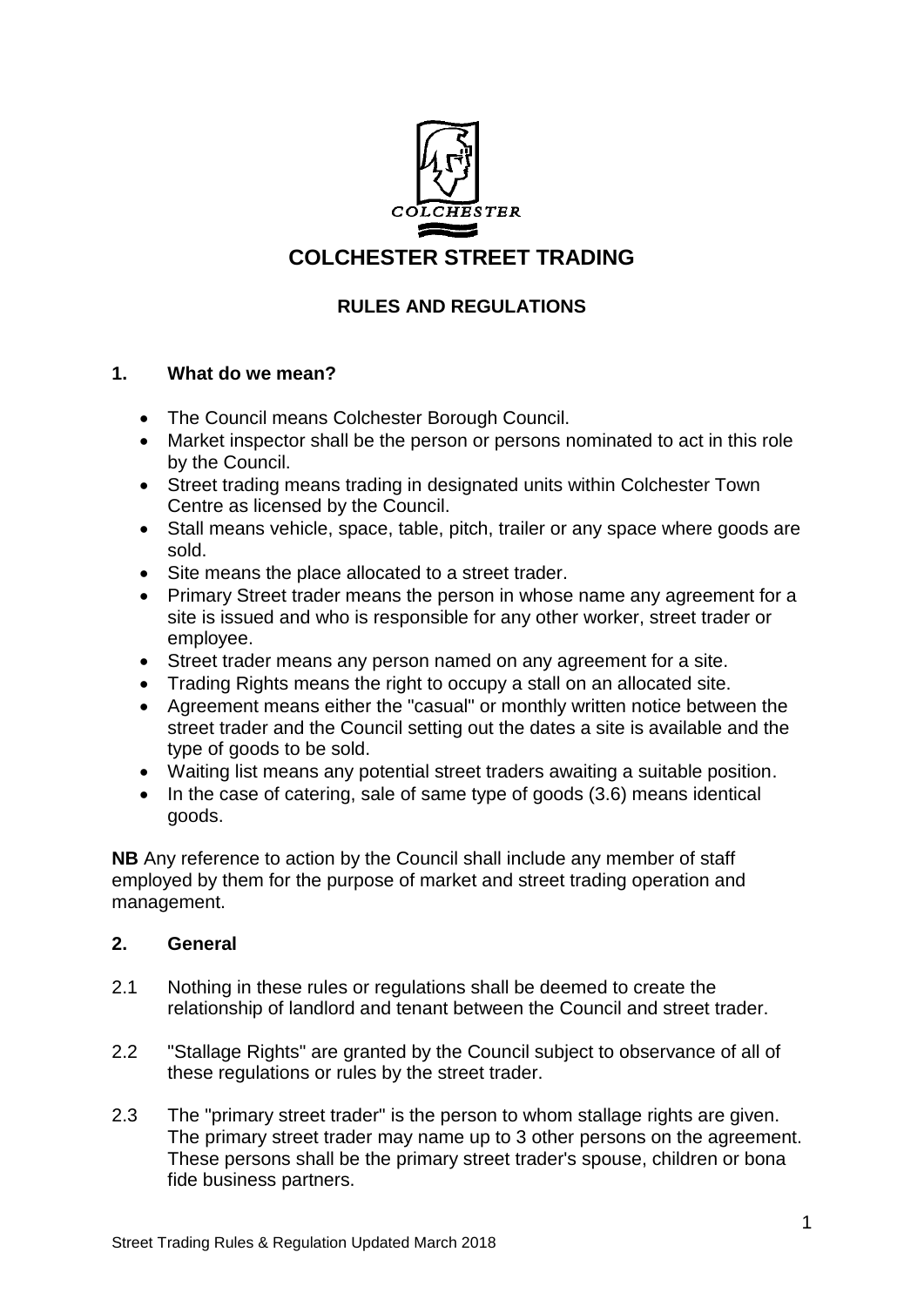COLCHESTER

# COLCHESTER STREET TRADING

## RULES AND REGULATIONS

### 1. What do we mean?

- The Council means Colchester Borough Council.
- Market inspector shall be the person or persons nominated to act in this role by the Council.
- Street trading means trading in designated units within Colchester Town Centre as licensed by the Council.
- Stall means vehicle, space, table, pitch, trailer or any space where goods are sold.
- Site means the place allocated to a street trader.
- Primary Street trader means the person in whose name any agreement for a site is issued and who is responsible for any other worker, street trader or employee.
- Street trader means any person named on any agreement for a site.
- Trading Rights means the right to occupy a stall on an allocated site.
- Agreement means either the "casual" or monthly written notice between the street trader and the Council setting out the dates a site is available and the type of goods to be sold.
- Waiting list means any potential street traders awaiting a suitable position.
- In the case of catering, sale of same type of goods (3.6) means identical goods.

**NB** Any reference to action by the Council shall include any member of staff employed by them for the purpose of market and street trading operation and management.

### 2. General

2.1 Nothing in these rules or regulations shall be deemed to create the relationship of landlord and tenant between the Council and street trader.

2.2 "Stallage Rights" are granted by the Council subject to observance of all of these regulations or rules by the street trader.

2.3 The "primary street trader" is the person to whom stallage rights are given. The primary street trader may name up to 3 other persons on the agreement. These persons shall be the primary street trader's spouse, children or bona fide business partners.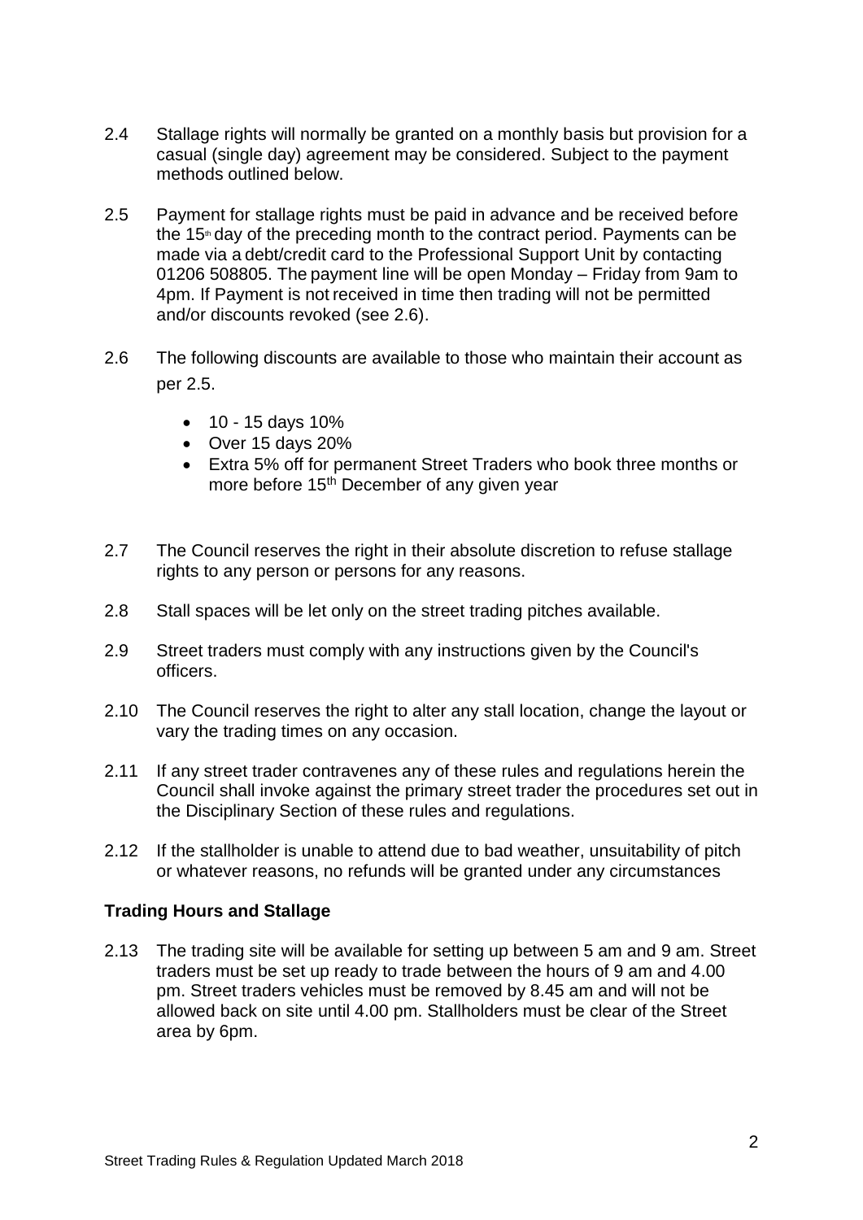2.4 Stallage rights will normally be granted on a monthly basis but provision for a casual (single day) agreement may be considered. Subject to the payment methods outlined below.

2.5 Payment for stallage rights must be paid in advance and be received before the 15th day of the preceding month to the contract period. Payments can be made via a debt/credit card to the Professional Support Unit by contacting 01206 508805. The payment line will be open Monday – Friday from 9am to 4pm. If Payment is not received in time then trading will not be permitted and/or discounts revoked (see 2.6).

2.6 The following discounts are available to those who maintain their account as per 2.5.

- 10 - 15 days 10%
- Over 15 days 20%
- Extra 5% off for permanent Street Traders who book three months or more before 15th December of any given year

2.7 The Council reserves the right in their absolute discretion to refuse stallage rights to any person or persons for any reasons.

2.8 Stall spaces will be let only on the street trading pitches available.

2.9 Street traders must comply with any instructions given by the Council's officers.

2.10 The Council reserves the right to alter any stall location, change the layout or vary the trading times on any occasion.

2.11 If any street trader contravenes any of these rules and regulations herein the Council shall invoke against the primary street trader the procedures set out in the Disciplinary Section of these rules and regulations.

2.12 If the stallholder is unable to attend due to bad weather, unsuitability of pitch or whatever reasons, no refunds will be granted under any circumstances

**Trading Hours and Stallage**

2.13 The trading site will be available for setting up between 5 am and 9 am. Street traders must be set up ready to trade between the hours of 9 am and 4.00 pm. Street traders vehicles must be removed by 8.45 am and will not be allowed back on site until 4.00 pm. Stallholders must be clear of the Street area by 6pm.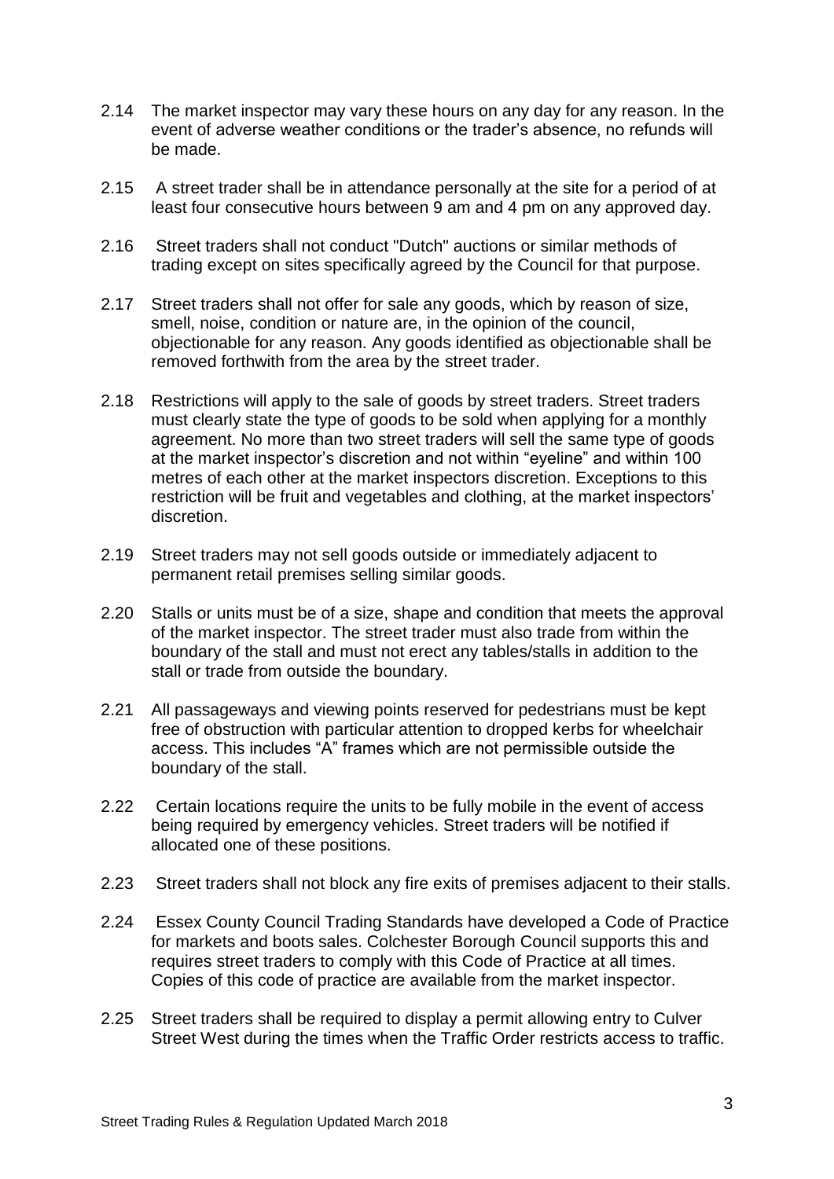2.14 The market inspector may vary these hours on any day for any reason. In the event of adverse weather conditions or the trader's absence, no refunds will be made.

2.15 A street trader shall be in attendance personally at the site for a period of at least four consecutive hours between 9 am and 4 pm on any approved day.

2.16 Street traders shall not conduct "Dutch" auctions or similar methods of trading except on sites specifically agreed by the Council for that purpose.

2.17 Street traders shall not offer for sale any goods, which by reason of size, smell, noise, condition or nature are, in the opinion of the council, objectionable for any reason. Any goods identified as objectionable shall be removed forthwith from the area by the street trader.

2.18 Restrictions will apply to the sale of goods by street traders. Street traders must clearly state the type of goods to be sold when applying for a monthly agreement. No more than two street traders will sell the same type of goods at the market inspector's discretion and not within "eyeline" and within 100 metres of each other at the market inspectors discretion. Exceptions to this restriction will be fruit and vegetables and clothing, at the market inspectors' discretion.

2.19 Street traders may not sell goods outside or immediately adjacent to permanent retail premises selling similar goods.

2.20 Stalls or units must be of a size, shape and condition that meets the approval of the market inspector. The street trader must also trade from within the boundary of the stall and must not erect any tables/stalls in addition to the stall or trade from outside the boundary.

2.21 All passageways and viewing points reserved for pedestrians must be kept free of obstruction with particular attention to dropped kerbs for wheelchair access. This includes "A" frames which are not permissible outside the boundary of the stall.

2.22 Certain locations require the units to be fully mobile in the event of access being required by emergency vehicles. Street traders will be notified if allocated one of these positions.

2.23 Street traders shall not block any fire exits of premises adjacent to their stalls.

2.24 Essex County Council Trading Standards have developed a Code of Practice for markets and boots sales. Colchester Borough Council supports this and requires street traders to comply with this Code of Practice at all times. Copies of this code of practice are available from the market inspector.

2.25 Street traders shall be required to display a permit allowing entry to Culver Street West during the times when the Traffic Order restricts access to traffic.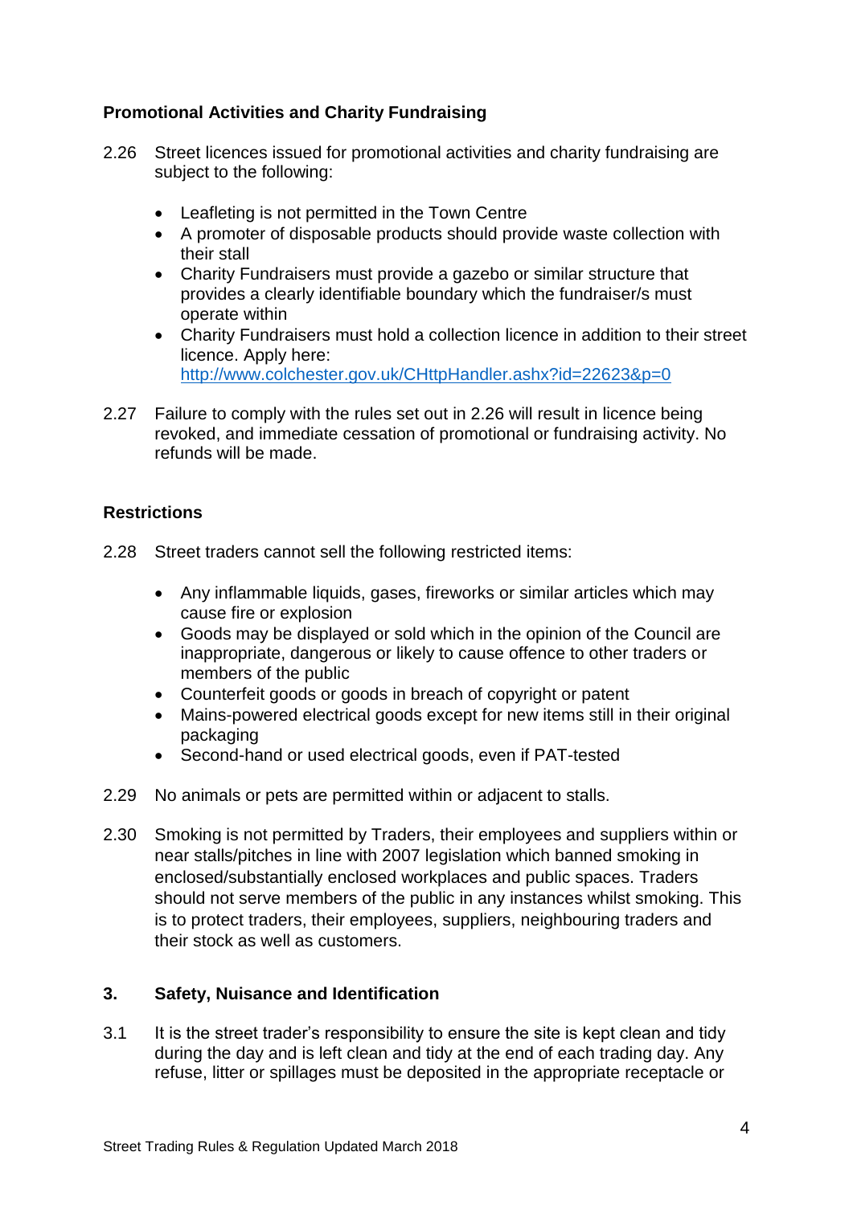**Promotional Activities and Charity Fundraising**

2.26 Street licences issued for promotional activities and charity fundraising are subject to the following:

- Leafleting is not permitted in the Town Centre
- A promoter of disposable products should provide waste collection with their stall
- Charity Fundraisers must provide a gazebo or similar structure that provides a clearly identifiable boundary which the fundraiser/s must operate within
- Charity Fundraisers must hold a collection licence in addition to their street licence. Apply here: [http://www.colchester.gov.uk/CHttpHandler.ashx?id=22623&p=0](http://www.colchester.gov.uk/CHttpHandler.ashx?id=22623&p=0)

2.27 Failure to comply with the rules set out in 2.26 will result in licence being revoked, and immediate cessation of promotional or fundraising activity. No refunds will be made.

**Restrictions**

2.28 Street traders cannot sell the following restricted items:

- Any inflammable liquids, gases, fireworks or similar articles which may cause fire or explosion
- Goods may be displayed or sold which in the opinion of the Council are inappropriate, dangerous or likely to cause offence to other traders or members of the public
- Counterfeit goods or goods in breach of copyright or patent
- Mains-powered electrical goods except for new items still in their original packaging
- Second-hand or used electrical goods, even if PAT-tested

2.29 No animals or pets are permitted within or adjacent to stalls.

2.30 Smoking is not permitted by Traders, their employees and suppliers within or near stalls/pitches in line with 2007 legislation which banned smoking in enclosed/substantially enclosed workplaces and public spaces. Traders should not serve members of the public in any instances whilst smoking. This is to protect traders, their employees, suppliers, neighbouring traders and their stock as well as customers.

## 3. Safety, Nuisance and Identification

3.1 It is the street trader's responsibility to ensure the site is kept clean and tidy during the day and is left clean and tidy at the end of each trading day. Any refuse, litter or spillages must be deposited in the appropriate receptacle or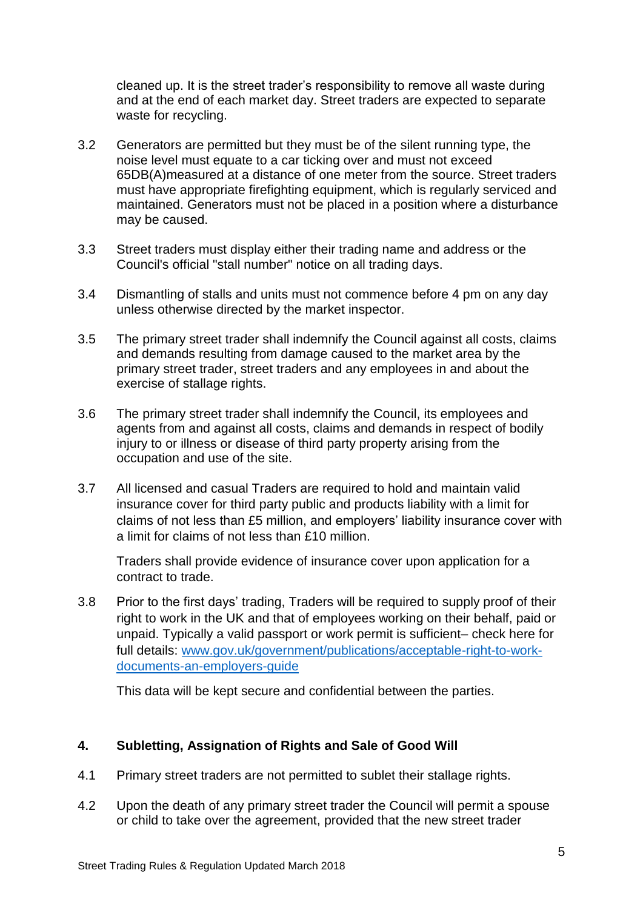cleaned up. It is the street trader's responsibility to remove all waste during and at the end of each market day. Street traders are expected to separate waste for recycling.

3.2 Generators are permitted but they must be of the silent running type, the noise level must equate to a car ticking over and must not exceed 65DB(A)measured at a distance of one meter from the source. Street traders must have appropriate firefighting equipment, which is regularly serviced and maintained. Generators must not be placed in a position where a disturbance may be caused.

3.3 Street traders must display either their trading name and address or the Council's official "stall number" notice on all trading days.

3.4 Dismantling of stalls and units must not commence before 4 pm on any day unless otherwise directed by the market inspector.

3.5 The primary street trader shall indemnify the Council against all costs, claims and demands resulting from damage caused to the market area by the primary street trader, street traders and any employees in and about the exercise of stallage rights.

3.6 The primary street trader shall indemnify the Council, its employees and agents from and against all costs, claims and demands in respect of bodily injury to or illness or disease of third party property arising from the occupation and use of the site.

3.7 All licensed and casual Traders are required to hold and maintain valid insurance cover for third party public and products liability with a limit for claims of not less than £5 million, and employers' liability insurance cover with a limit for claims of not less than £10 million.

Traders shall provide evidence of insurance cover upon application for a contract to trade.

3.8 Prior to the first days' trading, Traders will be required to supply proof of their right to work in the UK and that of employees working on their behalf, paid or unpaid. Typically a valid passport or work permit is sufficient– check here for full details: [www.gov.uk/government/publications/acceptable-right-to-work-documents-an-employers-guide](www.gov.uk/government/publications/acceptable-right-to-work-documents-an-employers-guide)

This data will be kept secure and confidential between the parties.

## 4. Subletting, Assignation of Rights and Sale of Good Will

4.1 Primary street traders are not permitted to sublet their stallage rights.

4.2 Upon the death of any primary street trader the Council will permit a spouse or child to take over the agreement, provided that the new street trader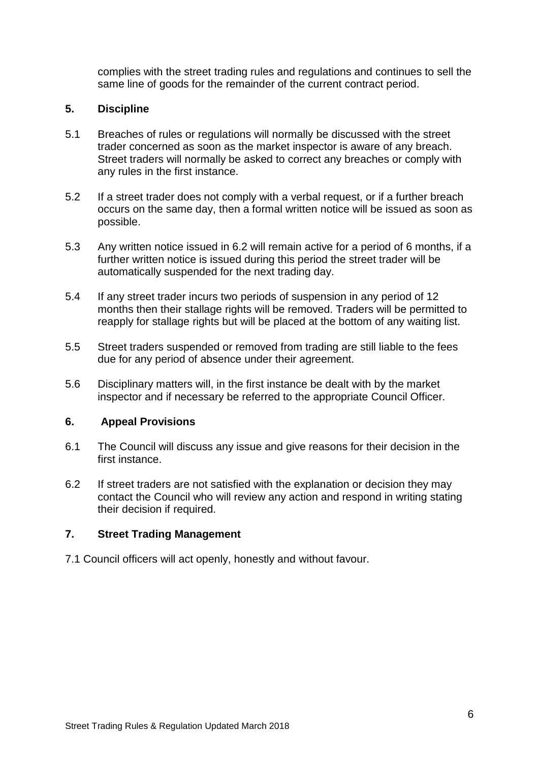complies with the street trading rules and regulations and continues to sell the same line of goods for the remainder of the current contract period.

## 5. Discipline

5.1 Breaches of rules or regulations will normally be discussed with the street trader concerned as soon as the market inspector is aware of any breach. Street traders will normally be asked to correct any breaches or comply with any rules in the first instance.

5.2 If a street trader does not comply with a verbal request, or if a further breach occurs on the same day, then a formal written notice will be issued as soon as possible.

5.3 Any written notice issued in 6.2 will remain active for a period of 6 months, if a further written notice is issued during this period the street trader will be automatically suspended for the next trading day.

5.4 If any street trader incurs two periods of suspension in any period of 12 months then their stallage rights will be removed. Traders will be permitted to reapply for stallage rights but will be placed at the bottom of any waiting list.

5.5 Street traders suspended or removed from trading are still liable to the fees due for any period of absence under their agreement.

5.6 Disciplinary matters will, in the first instance be dealt with by the market inspector and if necessary be referred to the appropriate Council Officer.

## 6. Appeal Provisions

6.1 The Council will discuss any issue and give reasons for their decision in the first instance.

6.2 If street traders are not satisfied with the explanation or decision they may contact the Council who will review any action and respond in writing stating their decision if required.

## 7. Street Trading Management

7.1 Council officers will act openly, honestly and without favour.